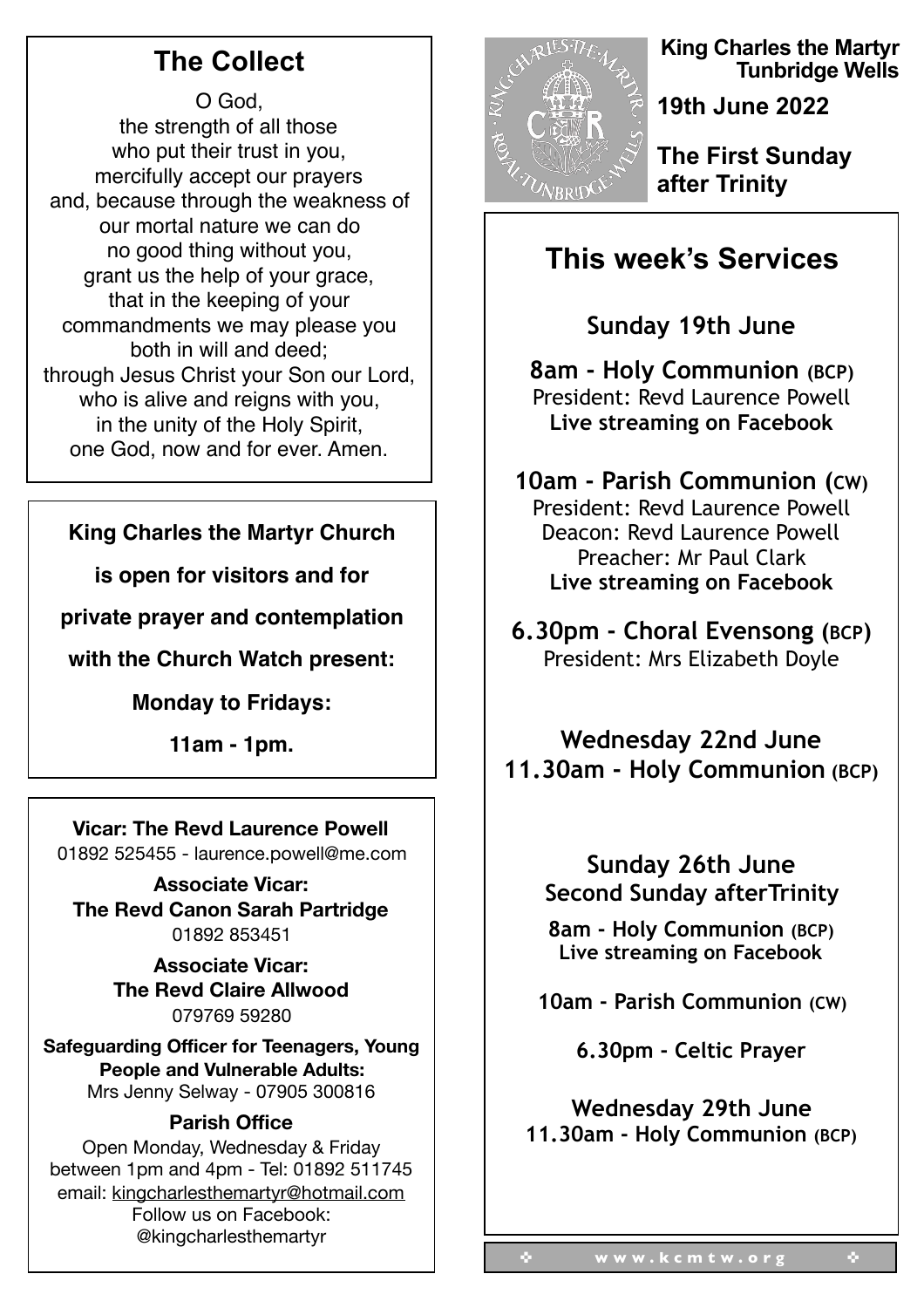**King Charles the Martyr**
**Tunbridge Wells**

**19th June 2022**

**The First Sunday after Trinity**

## The Collect

O God,
the strength of all those
who put their trust in you,
mercifully accept our prayers
and, because through the weakness of our mortal nature we can do
no good thing without you,
grant us the help of your grace,
that in the keeping of your
commandments we may please you
both in will and deed;
through Jesus Christ your Son our Lord,
who is alive and reigns with you,
in the unity of the Holy Spirit,
one God, now and for ever. Amen.

**King Charles the Martyr Church is open for visitors and for private prayer and contemplation with the Church Watch present:**

**Monday to Fridays:**

**11am - 1pm.**

**Vicar: The Revd Laurence Powell**
01892 525455 - laurence.powell@me.com

**Associate Vicar:**
**The Revd Canon Sarah Partridge**
01892 853451

**Associate Vicar:**
**The Revd Claire Allwood**
079769 59280

**Safeguarding Officer for Teenagers, Young People and Vulnerable Adults:**
Mrs Jenny Selway - 07905 300816

**Parish Office**
Open Monday, Wednesday & Friday between 1pm and 4pm - Tel: 01892 511745
email: kingcharlesthemartyr@hotmail.com
Follow us on Facebook:
@kingcharlesthemartyr

## This week's Services

### Sunday 19th June

**8am - Holy Communion (BCP)**
President: Revd Laurence Powell
**Live streaming on Facebook**

**10am - Parish Communion (CW)**
President: Revd Laurence Powell
Deacon: Revd Laurence Powell
Preacher: Mr Paul Clark
**Live streaming on Facebook**

**6.30pm - Choral Evensong (BCP)**
President: Mrs Elizabeth Doyle

### Wednesday 22nd June
**11.30am - Holy Communion (BCP)**

### Sunday 26th June
### Second Sunday afterTrinity

**8am - Holy Communion (BCP)**
**Live streaming on Facebook**

**10am - Parish Communion (CW)**

**6.30pm - Celtic Prayer**

### Wednesday 29th June
**11.30am - Holy Communion (BCP)**

www.kcmtw.org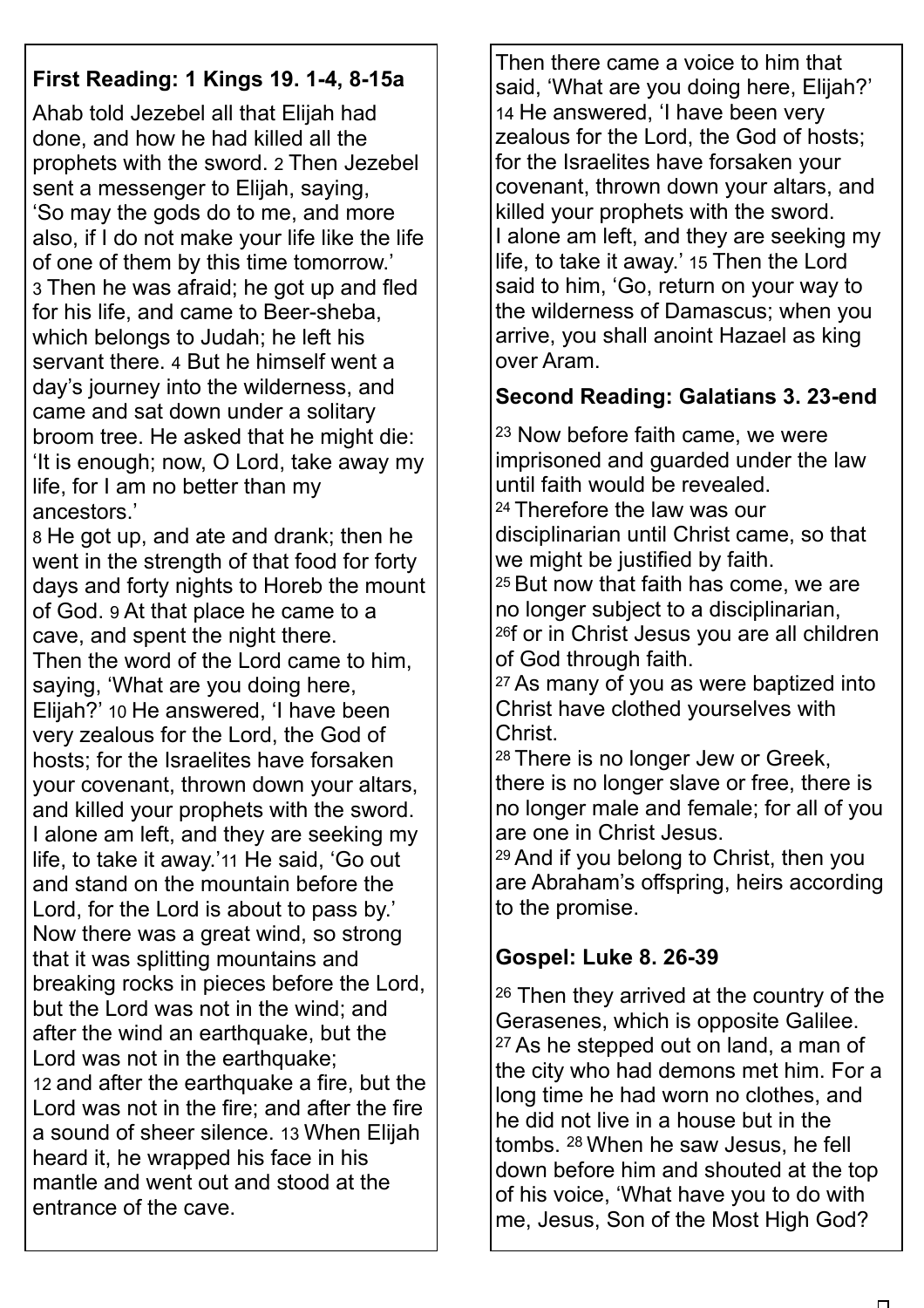**First Reading: 1 Kings 19. 1-4, 8-15a**

Ahab told Jezebel all that Elijah had done, and how he had killed all the prophets with the sword. 2 Then Jezebel sent a messenger to Elijah, saying, 'So may the gods do to me, and more also, if I do not make your life like the life of one of them by this time tomorrow.' 3 Then he was afraid; he got up and fled for his life, and came to Beer-sheba, which belongs to Judah; he left his servant there. 4 But he himself went a day's journey into the wilderness, and came and sat down under a solitary broom tree. He asked that he might die: 'It is enough; now, O Lord, take away my life, for I am no better than my ancestors.'

8 He got up, and ate and drank; then he went in the strength of that food for forty days and forty nights to Horeb the mount of God. 9 At that place he came to a cave, and spent the night there.

Then the word of the Lord came to him, saying, 'What are you doing here, Elijah?' 10 He answered, 'I have been very zealous for the Lord, the God of hosts; for the Israelites have forsaken your covenant, thrown down your altars, and killed your prophets with the sword. I alone am left, and they are seeking my life, to take it away.' 11 He said, 'Go out and stand on the mountain before the Lord, for the Lord is about to pass by.' Now there was a great wind, so strong that it was splitting mountains and breaking rocks in pieces before the Lord, but the Lord was not in the wind; and after the wind an earthquake, but the Lord was not in the earthquake;

12 and after the earthquake a fire, but the Lord was not in the fire; and after the fire a sound of sheer silence. 13 When Elijah heard it, he wrapped his face in his mantle and went out and stood at the entrance of the cave.

Then there came a voice to him that said, 'What are you doing here, Elijah?' 14 He answered, 'I have been very zealous for the Lord, the God of hosts; for the Israelites have forsaken your covenant, thrown down your altars, and killed your prophets with the sword. I alone am left, and they are seeking my life, to take it away.' 15 Then the Lord said to him, 'Go, return on your way to the wilderness of Damascus; when you arrive, you shall anoint Hazael as king over Aram.

**Second Reading: Galatians 3. 23-end**

23 Now before faith came, we were imprisoned and guarded under the law until faith would be revealed.

24 Therefore the law was our disciplinarian until Christ came, so that we might be justified by faith.

25 But now that faith has come, we are no longer subject to a disciplinarian,

26 for in Christ Jesus you are all children of God through faith.

27 As many of you as were baptized into Christ have clothed yourselves with Christ.

28 There is no longer Jew or Greek, there is no longer slave or free, there is no longer male and female; for all of you are one in Christ Jesus.

29 And if you belong to Christ, then you are Abraham's offspring, heirs according to the promise.

**Gospel: Luke 8. 26-39**

26 Then they arrived at the country of the Gerasenes, which is opposite Galilee.

27 As he stepped out on land, a man of the city who had demons met him. For a long time he had worn no clothes, and he did not live in a house but in the tombs. 28 When he saw Jesus, he fell down before him and shouted at the top of his voice, 'What have you to do with me, Jesus, Son of the Most High God?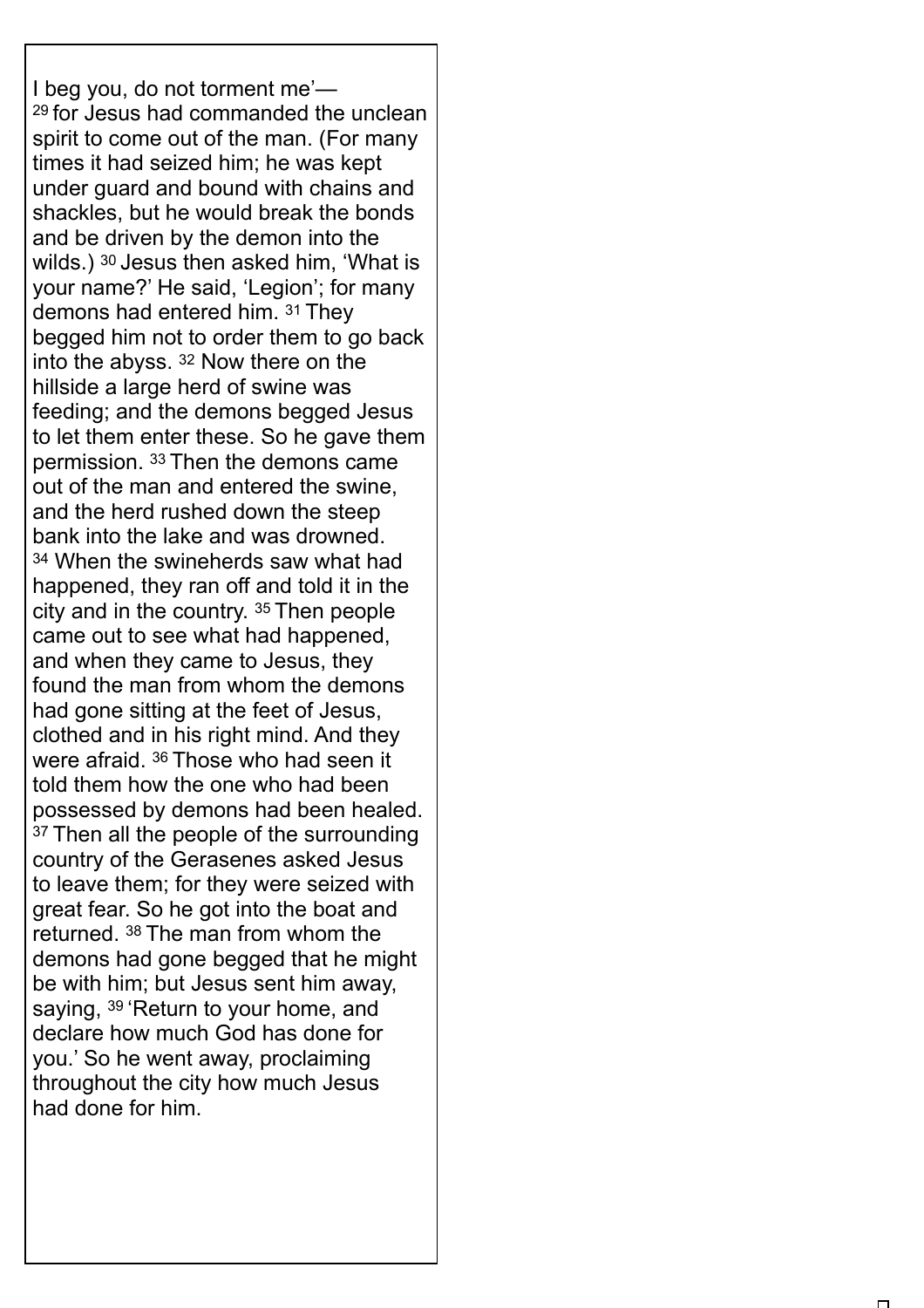I beg you, do not torment me'— [29] for Jesus had commanded the unclean spirit to come out of the man. (For many times it had seized him; he was kept under guard and bound with chains and shackles, but he would break the bonds and be driven by the demon into the wilds.) [30] Jesus then asked him, 'What is your name?' He said, 'Legion'; for many demons had entered him. [31] They begged him not to order them to go back into the abyss. [32] Now there on the hillside a large herd of swine was feeding; and the demons begged Jesus to let them enter these. So he gave them permission. [33] Then the demons came out of the man and entered the swine, and the herd rushed down the steep bank into the lake and was drowned. [34] When the swineherds saw what had happened, they ran off and told it in the city and in the country. [35] Then people came out to see what had happened, and when they came to Jesus, they found the man from whom the demons had gone sitting at the feet of Jesus, clothed and in his right mind. And they were afraid. [36] Those who had seen it told them how the one who had been possessed by demons had been healed. [37] Then all the people of the surrounding country of the Gerasenes asked Jesus to leave them; for they were seized with great fear. So he got into the boat and returned. [38] The man from whom the demons had gone begged that he might be with him; but Jesus sent him away, saying, [39] 'Return to your home, and declare how much God has done for you.' So he went away, proclaiming throughout the city how much Jesus had done for him.